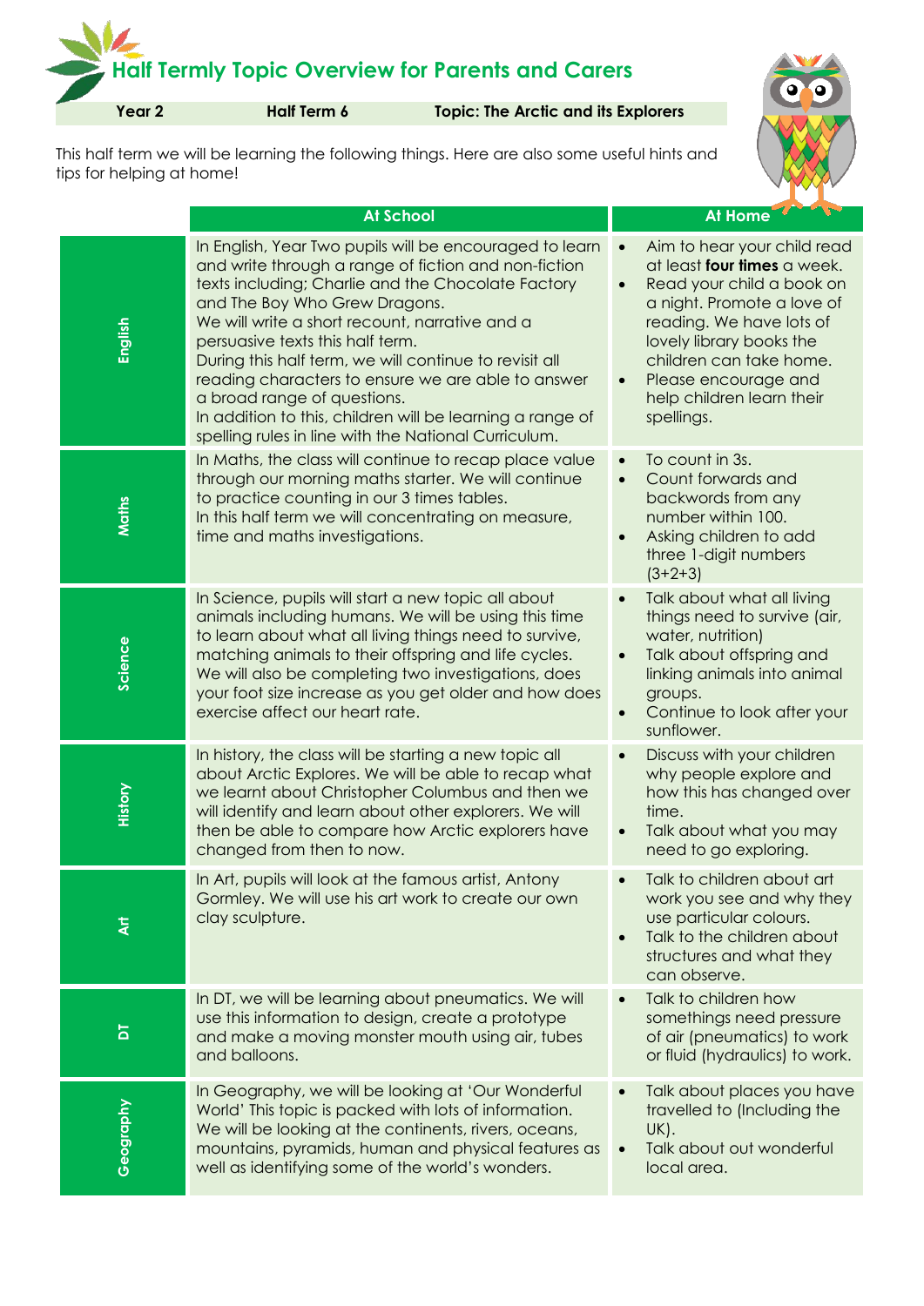# Half Termly Topic Overview for Parents and Carers

| Year 2 | Half Term 6 | Topic: The Arctic and its Explorers |
|---|---|---|

This half term we will be learning the following things. Here are also some useful hints and tips for helping at home!

| | At School | At Home |
|---|---|---|
| **English** | In English, Year Two pupils will be encouraged to learn and write through a range of fiction and non-fiction texts including; Charlie and the Chocolate Factory and The Boy Who Grew Dragons.<br>We will write a short recount, narrative and a persuasive texts this half term.<br>During this half term, we will continue to revisit all reading characters to ensure we are able to answer a broad range of questions.<br>In addition to this, children will be learning a range of spelling rules in line with the National Curriculum. | • Aim to hear your child read at least **four times** a week.<br>• Read your child a book on a night. Promote a love of reading. We have lots of lovely library books the children can take home.<br>• Please encourage and help children learn their spellings. |
| **Maths** | In Maths, the class will continue to recap place value through our morning maths starter. We will continue to practice counting in our 3 times tables.<br>In this half term we will concentrating on measure, time and maths investigations. | • To count in 3s.<br>• Count forwards and backwards from any number within 100.<br>• Asking children to add three 1-digit numbers (3+2+3) |
| **Science** | In Science, pupils will start a new topic all about animals including humans. We will be using this time to learn about what all living things need to survive, matching animals to their offspring and life cycles. We will also be completing two investigations, does your foot size increase as you get older and how does exercise affect our heart rate. | • Talk about what all living things need to survive (air, water, nutrition)<br>• Talk about offspring and linking animals into animal groups.<br>• Continue to look after your sunflower. |
| **History** | In history, the class will be starting a new topic all about Arctic Explores. We will be able to recap what we learnt about Christopher Columbus and then we will identify and learn about other explorers. We will then be able to compare how Arctic explorers have changed from then to now. | • Discuss with your children why people explore and how this has changed over time.<br>• Talk about what you may need to go exploring. |
| **Art** | In Art, pupils will look at the famous artist, Antony Gormley. We will use his art work to create our own clay sculpture. | • Talk to children about art work you see and why they use particular colours.<br>• Talk to the children about structures and what they can observe. |
| **DT** | In DT, we will be learning about pneumatics. We will use this information to design, create a prototype and make a moving monster mouth using air, tubes and balloons. | • Talk to children how somethings need pressure of air (pneumatics) to work or fluid (hydraulics) to work. |
| **Geography** | In Geography, we will be looking at 'Our Wonderful World' This topic is packed with lots of information. We will be looking at the continents, rivers, oceans, mountains, pyramids, human and physical features as well as identifying some of the world's wonders. | • Talk about places you have travelled to (Including the UK).<br>• Talk about out wonderful local area. |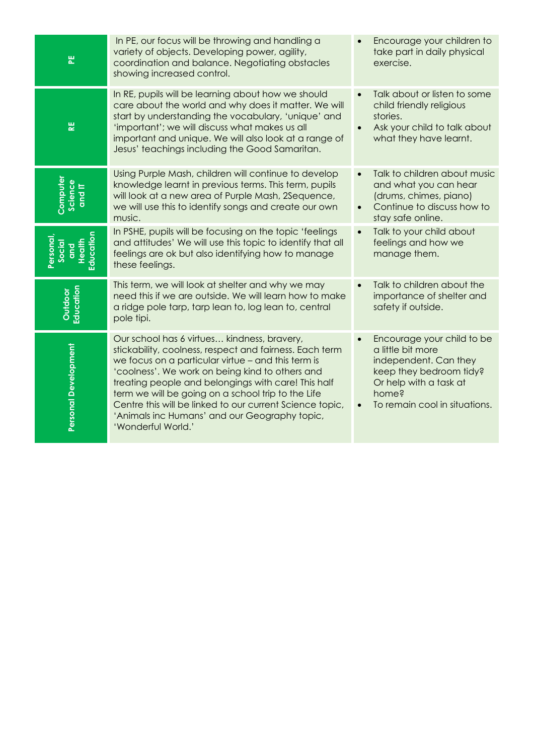| | | |
|---|---|---|
| **PE** | In PE, our focus will be throwing and handling a variety of objects. Developing power, agility, coordination and balance. Negotiating obstacles showing increased control. | • Encourage your children to take part in daily physical exercise. |
| **RE** | In RE, pupils will be learning about how we should care about the world and why does it matter. We will start by understanding the vocabulary, 'unique' and 'important'; we will discuss what makes us all important and unique. We will also look at a range of Jesus' teachings including the Good Samaritan. | • Talk about or listen to some child friendly religious stories.<br>• Ask your child to talk about what they have learnt. |
| **Computer Science and IT** | Using Purple Mash, children will continue to develop knowledge learnt in previous terms. This term, pupils will look at a new area of Purple Mash, 2Sequence, we will use this to identify songs and create our own music. | • Talk to children about music and what you can hear (drums, chimes, piano)<br>• Continue to discuss how to stay safe online. |
| **Personal, Social and Health Education** | In PSHE, pupils will be focusing on the topic 'feelings and attitudes' We will use this topic to identify that all feelings are ok but also identifying how to manage these feelings. | • Talk to your child about feelings and how we manage them. |
| **Outdoor Education** | This term, we will look at shelter and why we may need this if we are outside. We will learn how to make a ridge pole tarp, tarp lean to, log lean to, central pole tipi. | • Talk to children about the importance of shelter and safety if outside. |
| **Personal Development** | Our school has 6 virtues… kindness, bravery, stickability, coolness, respect and fairness. Each term we focus on a particular virtue – and this term is 'coolness'. We work on being kind to others and treating people and belongings with care! This half term we will be going on a school trip to the Life Centre this will be linked to our current Science topic, 'Animals inc Humans' and our Geography topic, 'Wonderful World.' | • Encourage your child to be a little bit more independent. Can they keep they bedroom tidy? Or help with a task at home?<br>• To remain cool in situations. |